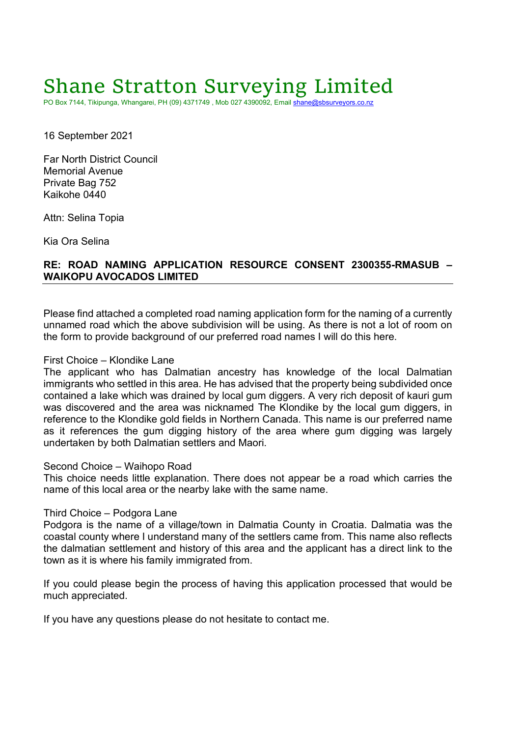# Shane Stratton Surveying Limited

PO Box 7144, Tikipunga, Whangarei, PH (09) 4371749 , Mob 027 4390092, Email shane@sbsurveyors.co.nz

16 September 2021

Far North District Council
Memorial Avenue
Private Bag 752
Kaikohe 0440

Attn: Selina Topia

Kia Ora Selina

**RE: ROAD NAMING APPLICATION RESOURCE CONSENT 2300355-RMASUB – WAIKOPU AVOCADOS LIMITED**

Please find attached a completed road naming application form for the naming of a currently unnamed road which the above subdivision will be using. As there is not a lot of room on the form to provide background of our preferred road names I will do this here.

First Choice – Klondike Lane
The applicant who has Dalmatian ancestry has knowledge of the local Dalmatian immigrants who settled in this area. He has advised that the property being subdivided once contained a lake which was drained by local gum diggers. A very rich deposit of kauri gum was discovered and the area was nicknamed The Klondike by the local gum diggers, in reference to the Klondike gold fields in Northern Canada. This name is our preferred name as it references the gum digging history of the area where gum digging was largely undertaken by both Dalmatian settlers and Maori.

Second Choice – Waihopo Road
This choice needs little explanation. There does not appear be a road which carries the name of this local area or the nearby lake with the same name.

Third Choice – Podgora Lane
Podgora is the name of a village/town in Dalmatia County in Croatia. Dalmatia was the coastal county where I understand many of the settlers came from. This name also reflects the dalmatian settlement and history of this area and the applicant has a direct link to the town as it is where his family immigrated from.

If you could please begin the process of having this application processed that would be much appreciated.

If you have any questions please do not hesitate to contact me.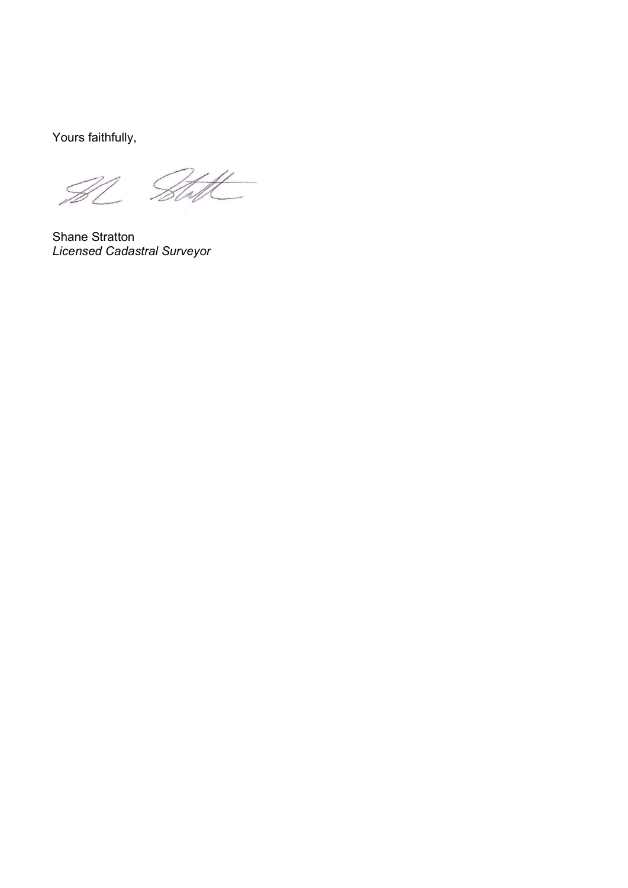Yours faithfully,

Shane Stratton
*Licensed Cadastral Surveyor*